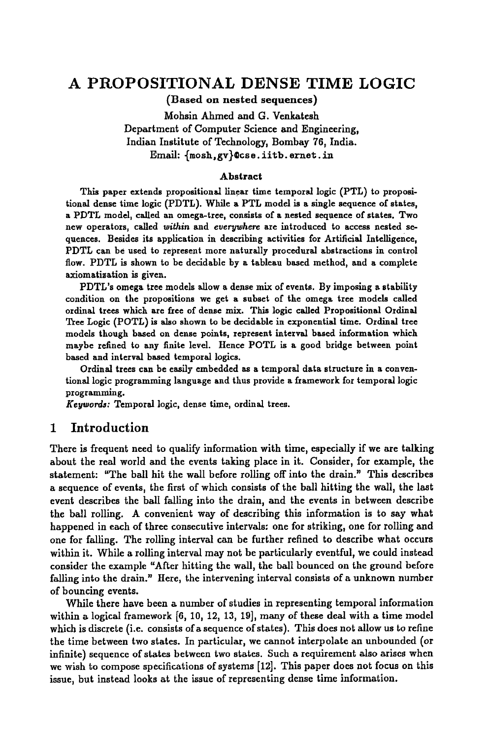# A PROPOSITIONAL DENSE TIME LOGIC

**(Based on nested sequences)**

Mohsin Ahmed and G. Venkatesh
Department of Computer Science and Engineering,
Indian Institute of Technology, Bombay 76, India.
Email: {mosh,gv}@cse.iitb.ernet.in

### Abstract

This paper extends propositional linear time temporal logic (PTL) to propositional dense time logic (PDTL). While a PTL model is a single sequence of states, a PDTL model, called an omega-tree, consists of a nested sequence of states. Two new operators, called *within* and *everywhere* are introduced to access nested sequences. Besides its application in describing activities for Artificial Intelligence, PDTL can be used to represent more naturally procedural abstractions in control flow. PDTL is shown to be decidable by a tableau based method, and a complete axiomatization is given.

PDTL's omega tree models allow a dense mix of events. By imposing a stability condition on the propositions we get a subset of the omega tree models called ordinal trees which are free of dense mix. This logic called Propositional Ordinal Tree Logic (POTL) is also shown to be decidable in exponential time. Ordinal tree models though based on dense points, represent interval based information which maybe refined to any finite level. Hence POTL is a good bridge between point based and interval based temporal logics.

Ordinal trees can be easily embedded as a temporal data structure in a conventional logic programming language and thus provide a framework for temporal logic programming.

*Keywords:* Temporal logic, dense time, ordinal trees.

## 1 Introduction

There is frequent need to qualify information with time, especially if we are talking about the real world and the events taking place in it. Consider, for example, the statement: "The ball hit the wall before rolling off into the drain." This describes a sequence of events, the first of which consists of the ball hitting the wall, the last event describes the ball falling into the drain, and the events in between describe the ball rolling. A convenient way of describing this information is to say what happened in each of three consecutive intervals: one for striking, one for rolling and one for falling. The rolling interval can be further refined to describe what occurs within it. While a rolling interval may not be particularly eventful, we could instead consider the example "After hitting the wall, the ball bounced on the ground before falling into the drain." Here, the intervening interval consists of a unknown number of bouncing events.

While there have been a number of studies in representing temporal information within a logical framework [6, 10, 12, 13, 19], many of these deal with a time model which is discrete (i.e. consists of a sequence of states). This does not allow us to refine the time between two states. In particular, we cannot interpolate an unbounded (or infinite) sequence of states between two states. Such a requirement also arises when we wish to compose specifications of systems [12]. This paper does not focus on this issue, but instead looks at the issue of representing dense time information.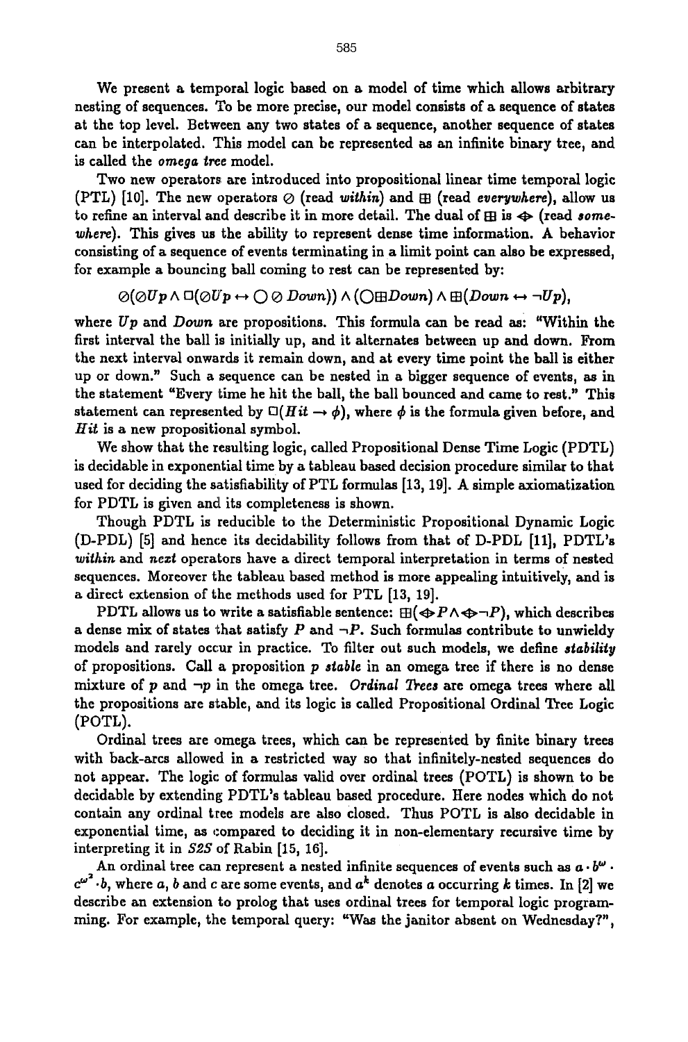We present a temporal logic based on a model of time which allows arbitrary nesting of sequences. To be more precise, our model consists of a sequence of states at the top level. Between any two states of a sequence, another sequence of states can be interpolated. This model can be represented as an infinite binary tree, and is called the *omega tree* model.

Two new operators are introduced into propositional linear time temporal logic (PTL) [10]. The new operators $\oslash$ (read *within*) and $\boxplus$ (read *everywhere*), allow us to refine an interval and describe it in more detail. The dual of $\boxplus$ is $\Leftrightarrow$ (read *somewhere*). This gives us the ability to represent dense time information. A behavior consisting of a sequence of events terminating in a limit point can also be expressed, for example a bouncing ball coming to rest can be represented by:

$$\oslash(\oslash Up \wedge \Box(\oslash Up \leftrightarrow \bigcirc \oslash Down)) \wedge (\bigcirc \boxplus Down) \wedge \boxplus(Down \leftrightarrow \neg Up),$$

where $Up$ and $Down$ are propositions. This formula can be read as: "Within the first interval the ball is initially up, and it alternates between up and down. From the next interval onwards it remain down, and at every time point the ball is either up or down." Such a sequence can be nested in a bigger sequence of events, as in the statement "Every time he hit the ball, the ball bounced and came to rest." This statement can represented by $\Box(Hit \rightarrow \phi)$, where $\phi$ is the formula given before, and $Hit$ is a new propositional symbol.

We show that the resulting logic, called Propositional Dense Time Logic (PDTL) is decidable in exponential time by a tableau based decision procedure similar to that used for deciding the satisfiability of PTL formulas [13, 19]. A simple axiomatization for PDTL is given and its completeness is shown.

Though PDTL is reducible to the Deterministic Propositional Dynamic Logic (D-PDL) [5] and hence its decidability follows from that of D-PDL [11], PDTL's *within* and *next* operators have a direct temporal interpretation in terms of nested sequences. Moreover the tableau based method is more appealing intuitively, and is a direct extension of the methods used for PTL [13, 19].

PDTL allows us to write a satisfiable sentence: $\boxplus(\Leftrightarrow P \wedge \Leftrightarrow \neg P)$, which describes a dense mix of states that satisfy $P$ and $\neg P$. Such formulas contribute to unwieldy models and rarely occur in practice. To filter out such models, we define *stability* of propositions. Call a proposition $p$ *stable* in an omega tree if there is no dense mixture of $p$ and $\neg p$ in the omega tree. *Ordinal Trees* are omega trees where all the propositions are stable, and its logic is called Propositional Ordinal Tree Logic (POTL).

Ordinal trees are omega trees, which can be represented by finite binary trees with back-arcs allowed in a restricted way so that infinitely-nested sequences do not appear. The logic of formulas valid over ordinal trees (POTL) is shown to be decidable by extending PDTL's tableau based procedure. Here nodes which do not contain any ordinal tree models are also closed. Thus POTL is also decidable in exponential time, as compared to deciding it in non-elementary recursive time by interpreting it in *S2S* of Rabin [15, 16].

An ordinal tree can represent a nested infinite sequences of events such as $a \cdot b^{\omega} \cdot c^{\omega^2} \cdot b$, where $a$, $b$ and $c$ are some events, and $a^k$ denotes $a$ occurring $k$ times. In [2] we describe an extension to prolog that uses ordinal trees for temporal logic programming. For example, the temporal query: "Was the janitor absent on Wednesday?",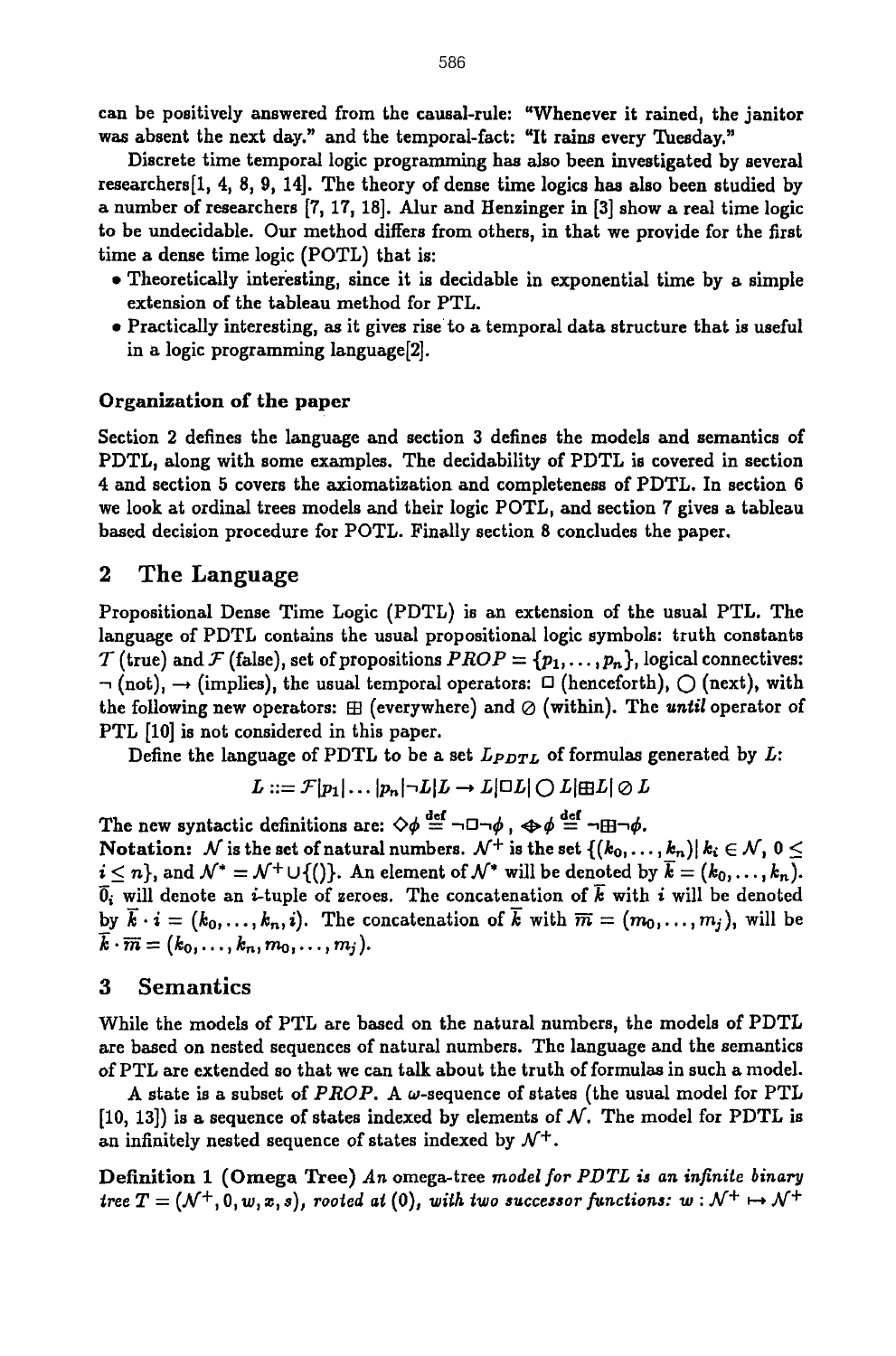can be positively answered from the causal-rule: "Whenever it rained, the janitor was absent the next day." and the temporal-fact: "It rains every Tuesday."

Discrete time temporal logic programming has also been investigated by several researchers[1, 4, 8, 9, 14]. The theory of dense time logics has also been studied by a number of researchers [7, 17, 18]. Alur and Henzinger in [3] show a real time logic to be undecidable. Our method differs from others, in that we provide for the first time a dense time logic (POTL) that is:

- Theoretically interesting, since it is decidable in exponential time by a simple extension of the tableau method for PTL.
- Practically interesting, as it gives rise to a temporal data structure that is useful in a logic programming language[2].

### Organization of the paper

Section 2 defines the language and section 3 defines the models and semantics of PDTL, along with some examples. The decidability of PDTL is covered in section 4 and section 5 covers the axiomatization and completeness of PDTL. In section 6 we look at ordinal trees models and their logic POTL, and section 7 gives a tableau based decision procedure for POTL. Finally section 8 concludes the paper.

## 2 The Language

Propositional Dense Time Logic (PDTL) is an extension of the usual PTL. The language of PDTL contains the usual propositional logic symbols: truth constants $\mathcal{T}$ (true) and $\mathcal{F}$ (false), set of propositions $PROP = \{p_1, \ldots, p_n\}$, logical connectives: $\neg$ (not), $\rightarrow$ (implies), the usual temporal operators: $\Box$ (henceforth), $\bigcirc$ (next), with the following new operators: $\boxplus$ (everywhere) and $\oslash$ (within). The *until* operator of PTL [10] is not considered in this paper.

Define the language of PDTL to be a set $L_{PDTL}$ of formulas generated by $L$:

$$L ::= \mathcal{F} | p_1 | \ldots | p_n | \neg L | L \rightarrow L | \Box L | \bigcirc L | \boxplus L | \oslash L$$

The new syntactic definitions are: $\Diamond\phi \stackrel{\text{def}}{=} \neg\Box\neg\phi$ , $\Leftrightarrow\phi \stackrel{\text{def}}{=} \neg\boxplus\neg\phi$.

**Notation:** $\mathcal{N}$ is the set of natural numbers. $\mathcal{N}^+$ is the set $\{(k_0, \ldots, k_n) | \, k_i \in \mathcal{N}, \, 0 \leq i \leq n\}$, and $\mathcal{N}^* = \mathcal{N}^+ \cup \{()\}$. An element of $\mathcal{N}^*$ will be denoted by $\overline{k} = (k_0, \ldots, k_n)$. $\overline{0}_i$ will denote an $i$-tuple of zeroes. The concatenation of $\overline{k}$ with $i$ will be denoted by $\overline{k} \cdot i = (k_0, \ldots, k_n, i)$. The concatenation of $\overline{k}$ with $\overline{m} = (m_0, \ldots, m_j)$, will be $\overline{k} \cdot \overline{m} = (k_0, \ldots, k_n, m_0, \ldots, m_j)$.

## 3 Semantics

While the models of PTL are based on the natural numbers, the models of PDTL are based on nested sequences of natural numbers. The language and the semantics of PTL are extended so that we can talk about the truth of formulas in such a model.

A state is a subset of $PROP$. A $\omega$-sequence of states (the usual model for PTL [10, 13]) is a sequence of states indexed by elements of $\mathcal{N}$. The model for PDTL is an infinitely nested sequence of states indexed by $\mathcal{N}^+$.

**Definition 1 (Omega Tree)** *An* omega-tree *model for PDTL is an infinite binary tree $T = (\mathcal{N}^+, 0, w, x, s)$, rooted at $(0)$, with two successor functions: $w : \mathcal{N}^+ \mapsto \mathcal{N}^+$*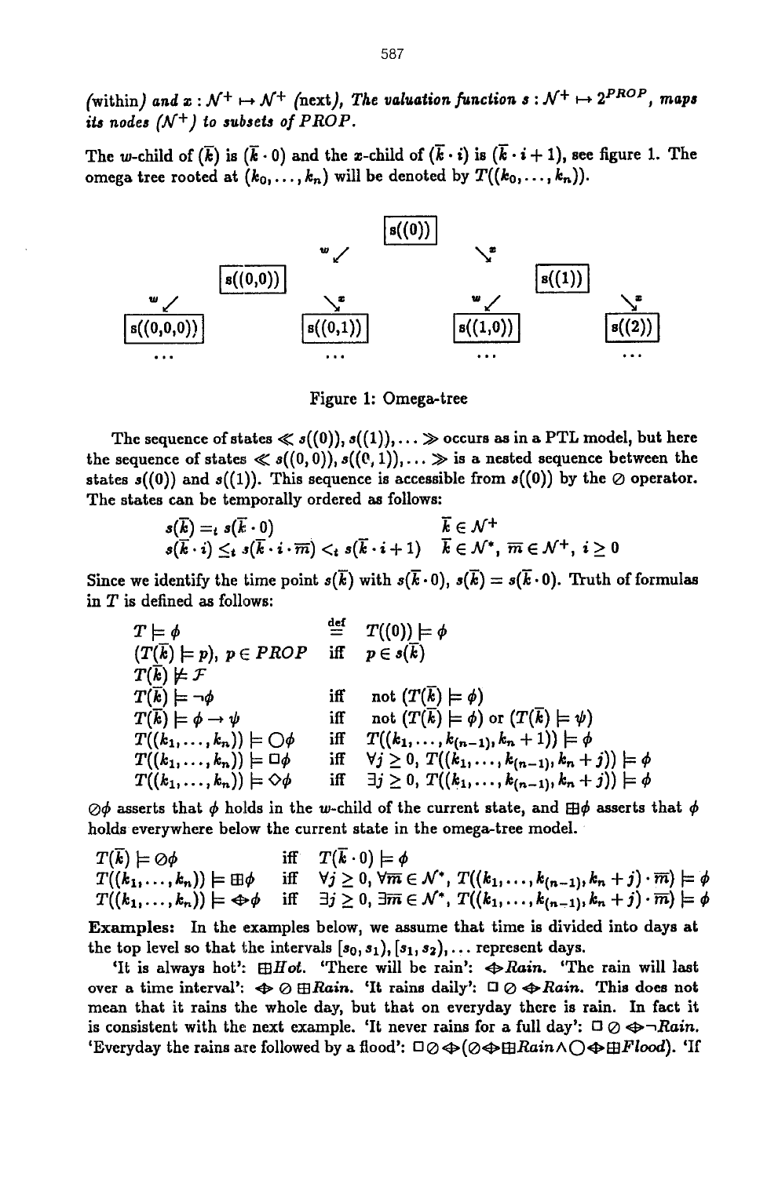(within) and $x : \mathcal{N}^+ \mapsto \mathcal{N}^+$ (next), *The valuation function* $s : \mathcal{N}^+ \mapsto 2^{PROP}$, *maps its nodes* ($\mathcal{N}^+$) *to subsets of PROP.*

The $w$-child of $(\overline{k})$ is $(\overline{k} \cdot 0)$ and the $x$-child of $(\overline{k} \cdot i)$ is $(\overline{k} \cdot i + 1)$, see figure 1. The omega tree rooted at $(k_0, \ldots, k_n)$ will be denoted by $T((k_0, \ldots, k_n))$.

```
                         [s((0))]
                   w ↙            ↘ x
          [s((0,0))]                    [s((1))]
        w ↙        ↘ x               w ↙        ↘ x
[s((0,0,0))]   [s((0,1))]      [s((1,0))]    [s((2))]
     ...           ...             ...           ...
```

Figure 1: Omega-tree

The sequence of states $\ll s((0)), s((1)), \ldots \gg$ occurs as in a PTL model, but here the sequence of states $\ll s((0,0)), s((0,1)), \ldots \gg$ is a nested sequence between the states $s((0))$ and $s((1))$. This sequence is accessible from $s((0))$ by the $\oslash$ operator. The states can be temporally ordered as follows:

$$s(\overline{k}) =_t s(\overline{k} \cdot 0) \qquad \overline{k} \in \mathcal{N}^+$$
$$s(\overline{k} \cdot i) \leq_t s(\overline{k} \cdot i \cdot \overline{m}) <_t s(\overline{k} \cdot i + 1) \quad \overline{k} \in \mathcal{N}^*,\ \overline{m} \in \mathcal{N}^+,\ i \geq 0$$

Since we identify the time point $s(\overline{k})$ with $s(\overline{k} \cdot 0)$, $s(\overline{k}) = s(\overline{k} \cdot 0)$. Truth of formulas in $T$ is defined as follows:

$$
\begin{array}{lll}
T \models \phi & \stackrel{\text{def}}{=} & T((0)) \models \phi \\
(T(\overline{k}) \models p),\ p \in PROP & \text{iff} & p \in s(\overline{k}) \\
T(\overline{k}) \not\models \mathcal{F} & & \\
T(\overline{k}) \models \neg\phi & \text{iff} & \text{not } (T(\overline{k}) \models \phi) \\
T(\overline{k}) \models \phi \rightarrow \psi & \text{iff} & \text{not } (T(\overline{k}) \models \phi) \text{ or } (T(\overline{k}) \models \psi) \\
T((k_1, \ldots, k_n)) \models \bigcirc\phi & \text{iff} & T((k_1, \ldots, k_{(n-1)}, k_n + 1)) \models \phi \\
T((k_1, \ldots, k_n)) \models \Box\phi & \text{iff} & \forall j \geq 0,\ T((k_1, \ldots, k_{(n-1)}, k_n + j)) \models \phi \\
T((k_1, \ldots, k_n)) \models \Diamond\phi & \text{iff} & \exists j \geq 0,\ T((k_1, \ldots, k_{(n-1)}, k_n + j)) \models \phi
\end{array}
$$

$\oslash\phi$ asserts that $\phi$ holds in the $w$-child of the current state, and $\boxplus\phi$ asserts that $\phi$ holds everywhere below the current state in the omega-tree model.

$$
\begin{array}{lll}
T(\overline{k}) \models \oslash\phi & \text{iff} & T(\overline{k} \cdot 0) \models \phi \\
T((k_1, \ldots, k_n)) \models \boxplus\phi & \text{iff} & \forall j \geq 0,\ \forall \overline{m} \in \mathcal{N}^*,\ T((k_1, \ldots, k_{(n-1)}, k_n + j) \cdot \overline{m}) \models \phi \\
T((k_1, \ldots, k_n)) \models \diamondplus\phi & \text{iff} & \exists j \geq 0,\ \exists \overline{m} \in \mathcal{N}^*,\ T((k_1, \ldots, k_{(n-1)}, k_n + j) \cdot \overline{m}) \models \phi
\end{array}
$$

**Examples:** In the examples below, we assume that time is divided into days at the top level so that the intervals $[s_0, s_1), [s_1, s_2), \ldots$ represent days.

'It is always hot': $\boxplus Hot$. 'There will be rain': $\diamondplus Rain$. 'The rain will last over a time interval': $\diamondplus \oslash \boxplus Rain$. 'It rains daily': $\Box \oslash \diamondplus Rain$. This does not mean that it rains the whole day, but that on everyday there is rain. In fact it is consistent with the next example. 'It never rains for a full day': $\Box \oslash \diamondplus \neg Rain$. 'Everyday the rains are followed by a flood': $\Box \oslash \diamondplus (\oslash \diamondplus \boxplus Rain \wedge \bigcirc \diamondplus \boxplus Flood)$. 'If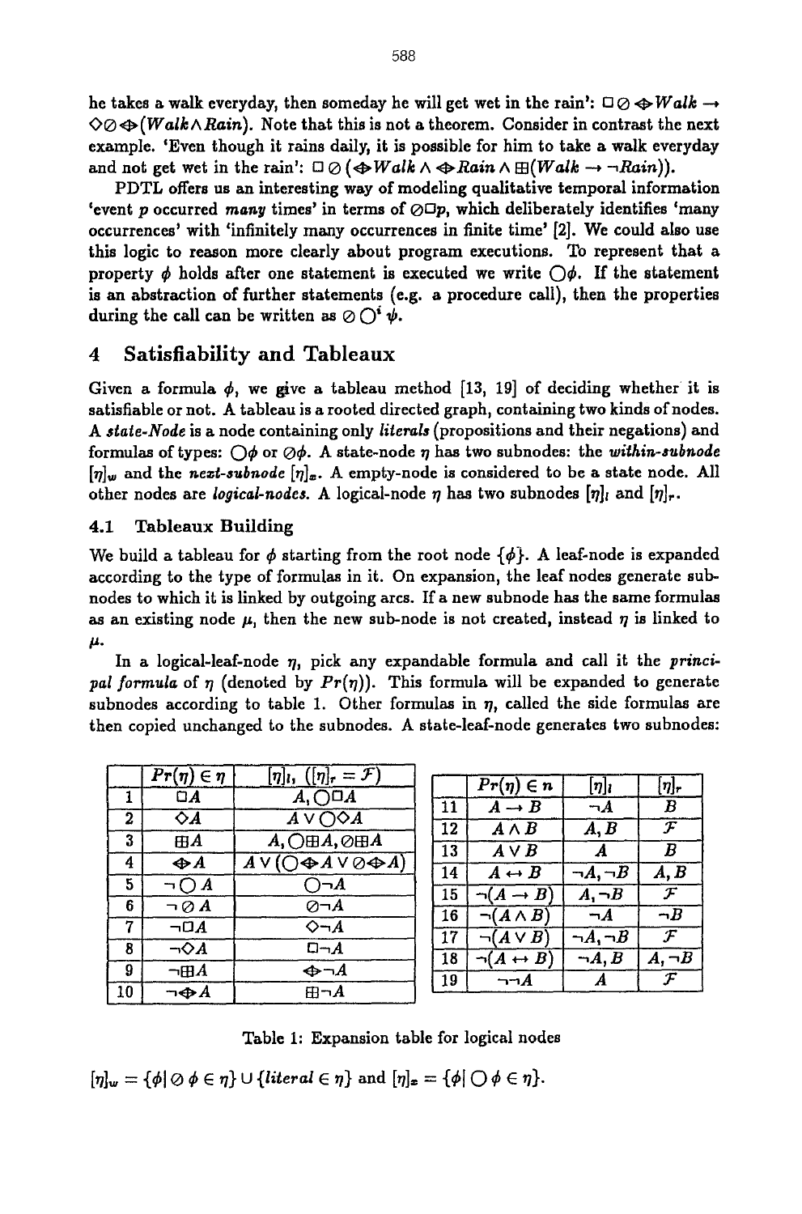he takes a walk everyday, then someday he will get wet in the rain': $\Box \oslash \diamondplus Walk \rightarrow \Diamond \oslash \diamondplus (Walk \wedge Rain)$. Note that this is not a theorem. Consider in contrast the next example. 'Even though it rains daily, it is possible for him to take a walk everyday and not get wet in the rain': $\Box \oslash (\diamondplus Walk \wedge \diamondplus Rain \wedge \boxplus(Walk \rightarrow \neg Rain))$.

PDTL offers us an interesting way of modeling qualitative temporal information 'event $p$ occurred *many* times' in terms of $\oslash \Box p$, which deliberately identifies 'many occurrences' with 'infinitely many occurrences in finite time' [2]. We could also use this logic to reason more clearly about program executions. To represent that a property $\phi$ holds after one statement is executed we write $\bigcirc \phi$. If the statement is an abstraction of further statements (e.g. a procedure call), then the properties during the call can be written as $\oslash \bigcirc^i \psi$.

## 4 Satisfiability and Tableaux

Given a formula $\phi$, we give a tableau method [13, 19] of deciding whether it is satisfiable or not. A tableau is a rooted directed graph, containing two kinds of nodes. A *state-Node* is a node containing only *literals* (propositions and their negations) and formulas of types: $\bigcirc \phi$ or $\oslash \phi$. A state-node $\eta$ has two subnodes: the *within-subnode* $[\eta]_w$ and the *next-subnode* $[\eta]_x$. A empty-node is considered to be a state node. All other nodes are *logical-nodes*. A logical-node $\eta$ has two subnodes $[\eta]_l$ and $[\eta]_r$.

### 4.1 Tableaux Building

We build a tableau for $\phi$ starting from the root node $\{\phi\}$. A leaf-node is expanded according to the type of formulas in it. On expansion, the leaf nodes generate subnodes to which it is linked by outgoing arcs. If a new subnode has the same formulas as an existing node $\mu$, then the new sub-node is not created, instead $\eta$ is linked to $\mu$.

In a logical-leaf-node $\eta$, pick any expandable formula and call it the *principal formula* of $\eta$ (denoted by $Pr(\eta)$). This formula will be expanded to generate subnodes according to table 1. Other formulas in $\eta$, called the side formulas are then copied unchanged to the subnodes. A state-leaf-node generates two subnodes:

| | $Pr(\eta) \in \eta$ | $[\eta]_l$, ($[\eta]_r = \mathcal{F}$) |
|---|---|---|
| 1 | $\Box A$ | $A, \bigcirc \Box A$ |
| 2 | $\Diamond A$ | $A \vee \bigcirc \Diamond A$ |
| 3 | $\boxplus A$ | $A, \bigcirc \boxplus A, \oslash \boxplus A$ |
| 4 | $\diamondplus A$ | $A \vee (\bigcirc \diamondplus A \vee \oslash \diamondplus A)$ |
| 5 | $\neg \bigcirc A$ | $\bigcirc \neg A$ |
| 6 | $\neg \oslash A$ | $\oslash \neg A$ |
| 7 | $\neg \Box A$ | $\Diamond \neg A$ |
| 8 | $\neg \Diamond A$ | $\Box \neg A$ |
| 9 | $\neg \boxplus A$ | $\diamondplus \neg A$ |
| 10 | $\neg \diamondplus A$ | $\boxplus \neg A$ |

| | $Pr(\eta) \in n$ | $[\eta]_l$ | $[\eta]_r$ |
|---|---|---|---|
| 11 | $A \rightarrow B$ | $\neg A$ | $B$ |
| 12 | $A \wedge B$ | $A, B$ | $\mathcal{F}$ |
| 13 | $A \vee B$ | $A$ | $B$ |
| 14 | $A \leftrightarrow B$ | $\neg A, \neg B$ | $A, B$ |
| 15 | $\neg(A \rightarrow B)$ | $A, \neg B$ | $\mathcal{F}$ |
| 16 | $\neg(A \wedge B)$ | $\neg A$ | $\neg B$ |
| 17 | $\neg(A \vee B)$ | $\neg A, \neg B$ | $\mathcal{F}$ |
| 18 | $\neg(A \leftrightarrow B)$ | $\neg A, B$ | $A, \neg B$ |
| 19 | $\neg\neg A$ | $A$ | $\mathcal{F}$ |

Table 1: Expansion table for logical nodes

$[\eta]_w = \{\phi | \oslash \phi \in \eta\} \cup \{literal \in \eta\}$ and $[\eta]_x = \{\phi | \bigcirc \phi \in \eta\}$.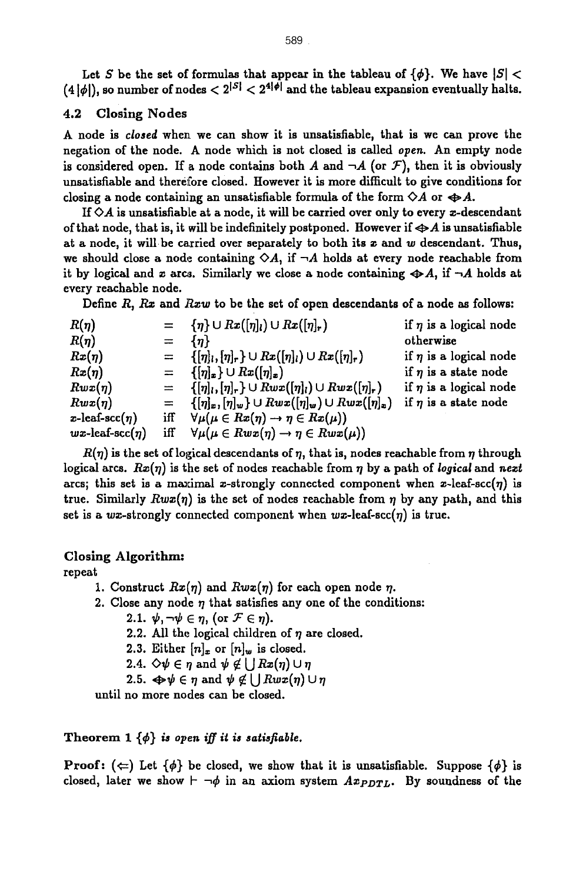Let $S$ be the set of formulas that appear in the tableau of $\{\phi\}$. We have $|S| < (4\,|\phi|)$, so number of nodes $< 2^{|S|} < 2^{4|\phi|}$ and the tableau expansion eventually halts.

### 4.2 Closing Nodes

A node is *closed* when we can show it is unsatisfiable, that is we can prove the negation of the node. A node which is not closed is called *open*. An empty node is considered open. If a node contains both $A$ and $\neg A$ (or $\mathcal{F}$), then it is obviously unsatisfiable and therefore closed. However it is more difficult to give conditions for closing a node containing an unsatisfiable formula of the form $\Diamond A$ or $\diamondsuit A$.

If $\Diamond A$ is unsatisfiable at a node, it will be carried over only to every $x$-descendant of that node, that is, it will be indefinitely postponed. However if $\diamondsuit A$ is unsatisfiable at a node, it will be carried over separately to both its $x$ and $w$ descendant. Thus, we should close a node containing $\Diamond A$, if $\neg A$ holds at every node reachable from it by logical and $x$ arcs. Similarly we close a node containing $\diamondsuit A$, if $\neg A$ holds at every reachable node.

Define $R$, $Rx$ and $Rwx$ to be the set of open descendants of a node as follows:

| | | | |
|---|---|---|---|
| $R(\eta)$ | $=$ | $\{\eta\} \cup Rx([\eta]_l) \cup Rx([\eta]_r)$ | if $\eta$ is a logical node |
| $R(\eta)$ | $=$ | $\{\eta\}$ | otherwise |
| $Rx(\eta)$ | $=$ | $\{[\eta]_l, [\eta]_r\} \cup Rx([\eta]_l) \cup Rx([\eta]_r)$ | if $\eta$ is a logical node |
| $Rx(\eta)$ | $=$ | $\{[\eta]_x\} \cup Rx([\eta]_x)$ | if $\eta$ is a state node |
| $Rwx(\eta)$ | $=$ | $\{[\eta]_l, [\eta]_r\} \cup Rwx([\eta]_l) \cup Rwx([\eta]_r)$ | if $\eta$ is a logical node |
| $Rwx(\eta)$ | $=$ | $\{[\eta]_x, [\eta]_w\} \cup Rwx([\eta]_w) \cup Rwx([\eta]_x)$ | if $\eta$ is a state node |
| $x$-leaf-scc$(\eta)$ | iff | $\forall \mu (\mu \in Rx(\eta) \rightarrow \eta \in Rx(\mu))$ | |
| $wx$-leaf-scc$(\eta)$ | iff | $\forall \mu (\mu \in Rwx(\eta) \rightarrow \eta \in Rwx(\mu))$ | |

$R(\eta)$ is the set of logical descendants of $\eta$, that is, nodes reachable from $\eta$ through logical arcs. $Rx(\eta)$ is the set of nodes reachable from $\eta$ by a path of *logical* and *next* arcs; this set is a maximal $x$-strongly connected component when $x$-leaf-scc$(\eta)$ is true. Similarly $Rwx(\eta)$ is the set of nodes reachable from $\eta$ by any path, and this set is a $wx$-strongly connected component when $wx$-leaf-scc$(\eta)$ is true.

#### Closing Algorithm:

repeat

1. Construct $Rx(\eta)$ and $Rwx(\eta)$ for each open node $\eta$.
2. Close any node $\eta$ that satisfies any one of the conditions:
   - 2.1. $\psi, \neg\psi \in \eta$, (or $\mathcal{F} \in \eta$).
   - 2.2. All the logical children of $\eta$ are closed.
   - 2.3. Either $[n]_x$ or $[n]_w$ is closed.
   - 2.4. $\Diamond\psi \in \eta$ and $\psi \notin \bigcup Rx(\eta) \cup \eta$
   - 2.5. $\diamondsuit\psi \in \eta$ and $\psi \notin \bigcup Rwx(\eta) \cup \eta$

until no more nodes can be closed.

**Theorem 1** *$\{\phi\}$ is open iff it is satisfiable.*

**Proof:** ($\Leftarrow$) Let $\{\phi\}$ be closed, we show that it is unsatisfiable. Suppose $\{\phi\}$ is closed, later we show $\vdash \neg\phi$ in an axiom system $Ax_{PDTL}$. By soundness of the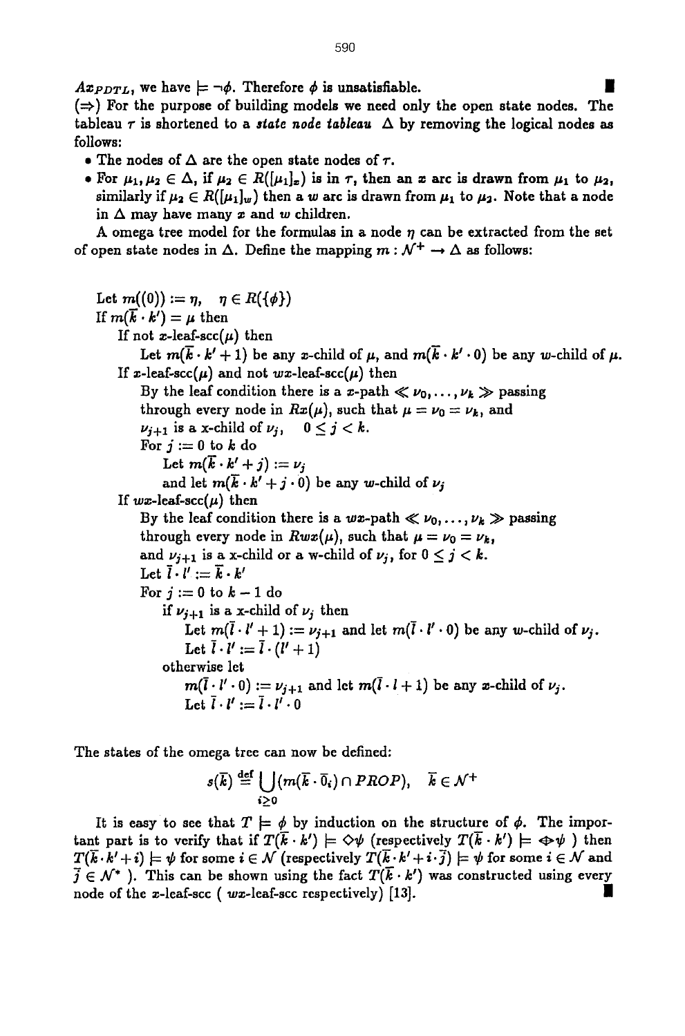$Ax_{PDTL}$, we have $\models \neg\phi$. Therefore $\phi$ is unsatisfiable. ∎

($\Rightarrow$) For the purpose of building models we need only the open state nodes. The tableau $\tau$ is shortened to a *state node tableau* $\Delta$ by removing the logical nodes as follows:

- The nodes of $\Delta$ are the open state nodes of $\tau$.
- For $\mu_1, \mu_2 \in \Delta$, if $\mu_2 \in R([\mu_1]_x)$ is in $\tau$, then an $x$ arc is drawn from $\mu_1$ to $\mu_2$, similarly if $\mu_2 \in R([\mu_1]_w)$ then a $w$ arc is drawn from $\mu_1$ to $\mu_2$. Note that a node in $\Delta$ may have many $x$ and $w$ children.

A omega tree model for the formulas in a node $\eta$ can be extracted from the set of open state nodes in $\Delta$. Define the mapping $m : \mathcal{N}^+ \rightarrow \Delta$ as follows:

```
Let m((0)) := η,   η ∈ R({φ})
If m(k̄ · k') = μ then
   If not x-leaf-scc(μ) then
      Let m(k̄ · k' + 1) be any x-child of μ, and m(k̄ · k' · 0) be any w-child of μ.
   If x-leaf-scc(μ) and not wx-leaf-scc(μ) then
      By the leaf condition there is a x-path ≪ ν_0, ..., ν_k ≫ passing
      through every node in Rx(μ), such that μ = ν_0 = ν_k, and
      ν_{j+1} is a x-child of ν_j,   0 ≤ j < k.
      For j := 0 to k do
         Let m(k̄ · k' + j) := ν_j
         and let m(k̄ · k' + j · 0) be any w-child of ν_j
   If wx-leaf-scc(μ) then
      By the leaf condition there is a wx-path ≪ ν_0, ..., ν_k ≫ passing
      through every node in Rwx(μ), such that μ = ν_0 = ν_k,
      and ν_{j+1} is a x-child or a w-child of ν_j, for 0 ≤ j < k.
      Let l̄ · l' := k̄ · k'
      For j := 0 to k − 1 do
         if ν_{j+1} is a x-child of ν_j then
            Let m(l̄ · l' + 1) := ν_{j+1} and let m(l̄ · l' · 0) be any w-child of ν_j.
            Let l̄ · l' := l̄ · (l' + 1)
         otherwise let
            m(l̄ · l' · 0) := ν_{j+1} and let m(l̄ · l + 1) be any x-child of ν_j.
            Let l̄ · l' := l̄ · l' · 0
```

The states of the omega tree can now be defined:

$$s(\overline{k}) \stackrel{\text{def}}{=} \bigcup_{i \geq 0} (m(\overline{k} \cdot \overline{0}_i) \cap PROP), \quad \overline{k} \in \mathcal{N}^+$$

It is easy to see that $T \models \phi$ by induction on the structure of $\phi$. The important part is to verify that if $T(\overline{k} \cdot k') \models \Diamond\psi$ (respectively $T(\overline{k} \cdot k') \models \Leftrightarrow\psi$ ) then $T(\overline{k} \cdot k' + i) \models \psi$ for some $i \in \mathcal{N}$ (respectively $T(\overline{k} \cdot k' + i \cdot \overline{j}) \models \psi$ for some $i \in \mathcal{N}$ and $\overline{j} \in \mathcal{N}^*$ ). This can be shown using the fact $T(\overline{k} \cdot k')$ was constructed using every node of the $x$-leaf-scc ( $wx$-leaf-scc respectively) [13]. ∎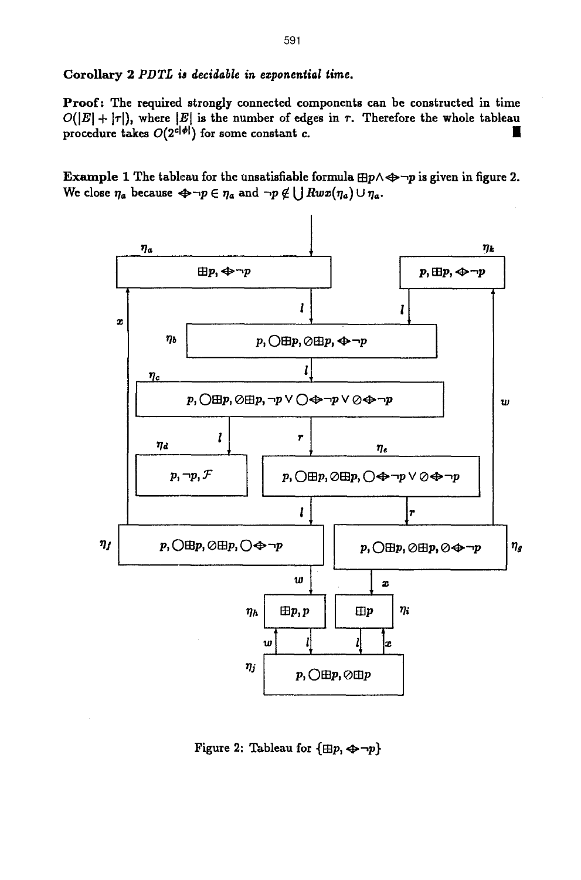**Corollary 2** *PDTL is decidable in exponential time.*

**Proof:** The required strongly connected components can be constructed in time $O(|E| + |\tau|)$, where $|E|$ is the number of edges in $\tau$. Therefore the whole tableau procedure takes $O(2^{c|\phi|})$ for some constant $c$. ∎

**Example 1** The tableau for the unsatisfiable formula $\boxplus p \wedge \diamond\neg p$ is given in figure 2. We close $\eta_a$ because $\diamond\neg p \in \eta_a$ and $\neg p \notin \bigcup Rwx(\eta_a) \cup \eta_a$.

$\eta_a$: $\boxplus p, \diamond\neg p$

$\eta_k$: $p, \boxplus p, \diamond\neg p$

$\eta_b$: $p, \bigcirc\boxplus p, \oslash\boxplus p, \diamond\neg p$

$\eta_c$: $p, \bigcirc\boxplus p, \oslash\boxplus p, \neg p \vee \bigcirc\diamond\neg p \vee \oslash\diamond\neg p$

$\eta_d$: $p, \neg p, \mathcal{F}$

$\eta_e$: $p, \bigcirc\boxplus p, \oslash\boxplus p, \bigcirc\diamond\neg p \vee \oslash\diamond\neg p$

$\eta_f$: $p, \bigcirc\boxplus p, \oslash\boxplus p, \bigcirc\diamond\neg p$

$\eta_g$: $p, \bigcirc\boxplus p, \oslash\boxplus p, \oslash\diamond\neg p$

$\eta_h$: $\boxplus p, p$

$\eta_i$: $\boxplus p$

$\eta_j$: $p, \bigcirc\boxplus p, \oslash\boxplus p$

Edges: $\eta_a \xrightarrow{l} \eta_b$, $\eta_k \xrightarrow{l} \eta_b$, $\eta_b \xrightarrow{l} \eta_c$, $\eta_c \xrightarrow{l} \eta_d$, $\eta_c \xrightarrow{r} \eta_e$, $\eta_e \xrightarrow{l} \eta_f$, $\eta_e \xrightarrow{r} \eta_g$, $\eta_f \xrightarrow{x} \eta_a$, $\eta_g \xrightarrow{w} \eta_k$, $\eta_f \xrightarrow{w} \eta_h$, $\eta_g \xrightarrow{x} \eta_i$, $\eta_h \xrightarrow{l} \eta_j$, $\eta_i \xrightarrow{l} \eta_j$, $\eta_j \xrightarrow{w} \eta_h$, $\eta_j \xrightarrow{x} \eta_i$

Figure 2: Tableau for $\{\boxplus p, \diamond\neg p\}$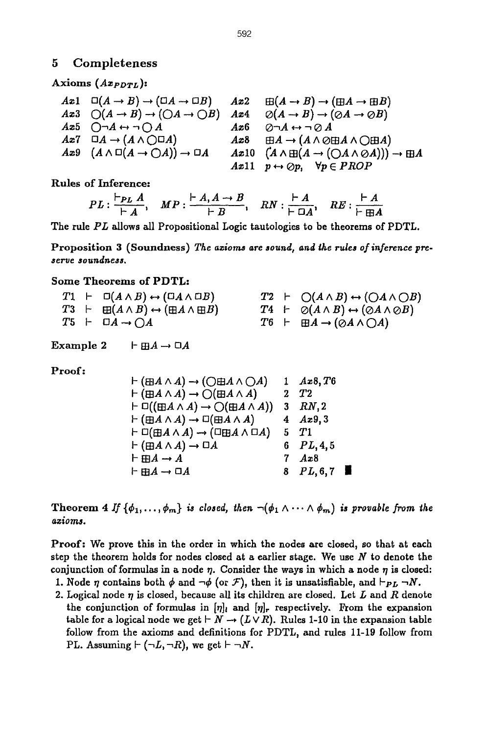## 5 Completeness

**Axioms ($Ax_{PDTL}$):**

| | | | |
|---|---|---|---|
| $Ax1$ | $\Box(A \to B) \to (\Box A \to \Box B)$ | $Ax2$ | $\boxplus(A \to B) \to (\boxplus A \to \boxplus B)$ |
| $Ax3$ | $\bigcirc(A \to B) \to (\bigcirc A \to \bigcirc B)$ | $Ax4$ | $\oslash(A \to B) \to (\oslash A \to \oslash B)$ |
| $Ax5$ | $\bigcirc \neg A \leftrightarrow \neg \bigcirc A$ | $Ax6$ | $\oslash \neg A \leftrightarrow \neg \oslash A$ |
| $Ax7$ | $\Box A \to (A \wedge \bigcirc \Box A)$ | $Ax8$ | $\boxplus A \to (A \wedge \oslash \boxplus A \wedge \bigcirc \boxplus A)$ |
| $Ax9$ | $(A \wedge \Box(A \to \bigcirc A)) \to \Box A$ | $Ax10$ | $(A \wedge \boxplus(A \to (\bigcirc A \wedge \oslash A))) \to \boxplus A$ |
| | | $Ax11$ | $p \leftrightarrow \oslash p, \quad \forall p \in PROP$ |

**Rules of Inference:**

$$PL : \frac{\vdash_{PL} A}{\vdash A}, \quad MP : \frac{\vdash A, A \to B}{\vdash B}, \quad RN : \frac{\vdash A}{\vdash \Box A}, \quad RE : \frac{\vdash A}{\vdash \boxplus A}$$

The rule $PL$ allows all Propositional Logic tautologies to be theorems of PDTL.

**Proposition 3 (Soundness)** *The axioms are sound, and the rules of inference preserve soundness.*

**Some Theorems of PDTL:**

| | | | |
|---|---|---|---|
| $T1$ | $\vdash \Box(A \wedge B) \leftrightarrow (\Box A \wedge \Box B)$ | $T2$ | $\vdash \bigcirc(A \wedge B) \leftrightarrow (\bigcirc A \wedge \bigcirc B)$ |
| $T3$ | $\vdash \boxplus(A \wedge B) \leftrightarrow (\boxplus A \wedge \boxplus B)$ | $T4$ | $\vdash \oslash(A \wedge B) \leftrightarrow (\oslash A \wedge \oslash B)$ |
| $T5$ | $\vdash \Box A \to \bigcirc A$ | $T6$ | $\vdash \boxplus A \to (\oslash A \wedge \bigcirc A)$ |

**Example 2** $\vdash \boxplus A \to \Box A$

**Proof:**

| | | |
|---|---|---|
| $\vdash (\boxplus A \wedge A) \to (\bigcirc \boxplus A \wedge \bigcirc A)$ | 1 | $Ax8, T6$ |
| $\vdash (\boxplus A \wedge A) \to \bigcirc(\boxplus A \wedge A)$ | 2 | $T2$ |
| $\vdash \Box((\boxplus A \wedge A) \to \bigcirc(\boxplus A \wedge A))$ | 3 | $RN, 2$ |
| $\vdash (\boxplus A \wedge A) \to \Box(\boxplus A \wedge A)$ | 4 | $Ax9, 3$ |
| $\vdash \Box(\boxplus A \wedge A) \to (\Box \boxplus A \wedge \Box A)$ | 5 | $T1$ |
| $\vdash (\boxplus A \wedge A) \to \Box A$ | 6 | $PL, 4, 5$ |
| $\vdash \boxplus A \to A$ | 7 | $Ax8$ |
| $\vdash \boxplus A \to \Box A$ | 8 | $PL, 6, 7$ ∎ |

**Theorem 4** *If $\{\phi_1, \ldots, \phi_m\}$ is closed, then $\neg(\phi_1 \wedge \cdots \wedge \phi_m)$ is provable from the axioms.*

**Proof:** We prove this in the order in which the nodes are closed, so that at each step the theorem holds for nodes closed at a earlier stage. We use $N$ to denote the conjunction of formulas in a node $\eta$. Consider the ways in which a node $\eta$ is closed:

1. Node $\eta$ contains both $\phi$ and $\neg\phi$ (or $\mathcal{F}$), then it is unsatisfiable, and $\vdash_{PL} \neg N$.
2. Logical node $\eta$ is closed, because all its children are closed. Let $L$ and $R$ denote the conjunction of formulas in $[\eta]_l$ and $[\eta]_r$ respectively. From the expansion table for a logical node we get $\vdash N \to (L \vee R)$. Rules 1-10 in the expansion table follow from the axioms and definitions for PDTL, and rules 11-19 follow from PL. Assuming $\vdash (\neg L, \neg R)$, we get $\vdash \neg N$.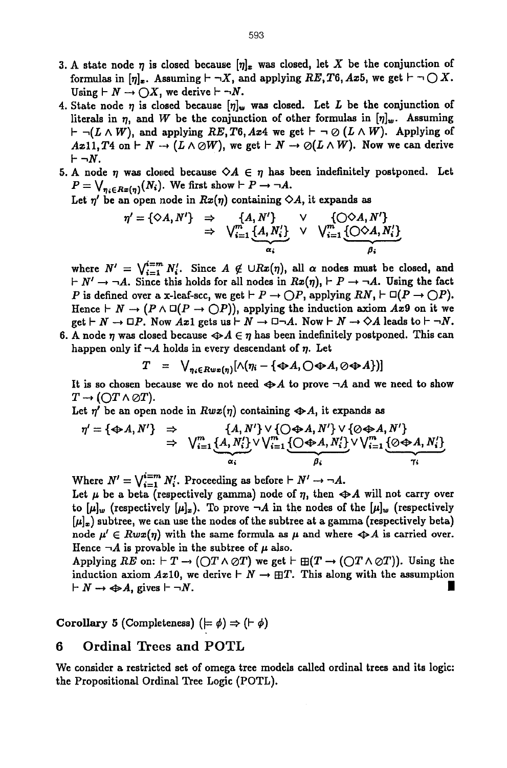3. A state node $\eta$ is closed because $[\eta]_x$ was closed, let $X$ be the conjunction of formulas in $[\eta]_x$. Assuming $\vdash \neg X$, and applying $RE, T6, Ax5$, we get $\vdash \neg \bigcirc X$. Using $\vdash N \rightarrow \bigcirc X$, we derive $\vdash \neg N$.
4. State node $\eta$ is closed because $[\eta]_w$ was closed. Let $L$ be the conjunction of literals in $\eta$, and $W$ be the conjunction of other formulas in $[\eta]_w$. Assuming $\vdash \neg(L \wedge W)$, and applying $RE, T6, Ax4$ we get $\vdash \neg \oslash (L \wedge W)$. Applying of $Ax11, T4$ on $\vdash N \rightarrow (L \wedge \oslash W)$, we get $\vdash N \rightarrow \oslash(L \wedge W)$. Now we can derive $\vdash \neg N$.
5. A node $\eta$ was closed because $\Diamond A \in \eta$ has been indefinitely postponed. Let $P = \bigvee_{\eta_i \in Rx(\eta)}(N_i)$. We first show $\vdash P \rightarrow \neg A$.
   Let $\eta'$ be an open node in $Rx(\eta)$ containing $\Diamond A$, it expands as
   $$\begin{aligned} \eta' = \{\Diamond A, N'\} \;&\Rightarrow\; \{A, N'\} \;\vee\; \{\bigcirc\Diamond A, N'\} \\ &\Rightarrow\; \bigvee_{i=1}^{m}\underbrace{\{A, N'_i\}}_{\alpha_i} \;\vee\; \bigvee_{i=1}^{m}\underbrace{\{\bigcirc\Diamond A, N'_i\}}_{\beta_i} \end{aligned}$$
   where $N' = \bigvee_{i=1}^{i=m} N'_i$. Since $A \notin \cup Rx(\eta)$, all $\alpha$ nodes must be closed, and $\vdash N' \rightarrow \neg A$. Since this holds for all nodes in $Rx(\eta)$, $\vdash P \rightarrow \neg A$. Using the fact $P$ is defined over a x-leaf-scc, we get $\vdash P \rightarrow \bigcirc P$, applying $RN$, $\vdash \Box(P \rightarrow \bigcirc P)$. Hence $\vdash N \rightarrow (P \wedge \Box(P \rightarrow \bigcirc P))$, applying the induction axiom $Ax9$ on it we get $\vdash N \rightarrow \Box P$. Now $Ax1$ gets us $\vdash N \rightarrow \Box\neg A$. Now $\vdash N \rightarrow \Diamond A$ leads to $\vdash \neg N$.
6. A node $\eta$ was closed because $\diamondsuit\!\!\!\!\cdot A \in \eta$ has been indefinitely postponed. This can happen only if $\neg A$ holds in every descendant of $\eta$. Let
   $$T \;=\; \bigvee_{\eta_i \in Rwx(\eta)}[\wedge(\eta_i - \{\diamondsuit\!\!\!\!\cdot A, \bigcirc\diamondsuit\!\!\!\!\cdot A, \oslash\diamondsuit\!\!\!\!\cdot A\})]$$
   It is so chosen because we do not need $\diamondsuit\!\!\!\!\cdot A$ to prove $\neg A$ and we need to show $T \rightarrow (\bigcirc T \wedge \oslash T)$.
   Let $\eta'$ be an open node in $Rwx(\eta)$ containing $\diamondsuit\!\!\!\!\cdot A$, it expands as
   $$\begin{aligned} \eta' = \{\diamondsuit\!\!\!\!\cdot A, N'\} \;&\Rightarrow\; \{A, N'\} \vee \{\bigcirc\diamondsuit\!\!\!\!\cdot A, N'\} \vee \{\oslash\diamondsuit\!\!\!\!\cdot A, N'\} \\ &\Rightarrow\; \bigvee_{i=1}^{m}\underbrace{\{A, N'_i\}}_{\alpha_i} \vee \bigvee_{i=1}^{m}\underbrace{\{\bigcirc\diamondsuit\!\!\!\!\cdot A, N'_i\}}_{\beta_i} \vee \bigvee_{i=1}^{m}\underbrace{\{\oslash\diamondsuit\!\!\!\!\cdot A, N'_i\}}_{\gamma_i} \end{aligned}$$
   Where $N' = \bigvee_{i=1}^{i=m} N'_i$. Proceeding as before $\vdash N' \rightarrow \neg A$.
   Let $\mu$ be a beta (respectively gamma) node of $\eta$, then $\diamondsuit\!\!\!\!\cdot A$ will not carry over to $[\mu]_w$ (respectively $[\mu]_x$). To prove $\neg A$ in the nodes of the $[\mu]_w$ (respectively $[\mu]_x$) subtree, we can use the nodes of the subtree at a gamma (respectively beta) node $\mu' \in Rwx(\eta)$ with the same formula as $\mu$ and where $\diamondsuit\!\!\!\!\cdot A$ is carried over. Hence $\neg A$ is provable in the subtree of $\mu$ also.
   Applying $RE$ on: $\vdash T \rightarrow (\bigcirc T \wedge \oslash T)$ we get $\vdash \boxplus(T \rightarrow (\bigcirc T \wedge \oslash T))$. Using the induction axiom $Ax10$, we derive $\vdash N \rightarrow \boxplus T$. This along with the assumption $\vdash N \rightarrow \diamondsuit\!\!\!\!\cdot A$, gives $\vdash \neg N$. ∎

**Corollary 5 (Completeness)** $(\models \phi) \Rightarrow (\vdash \phi)$

## 6 Ordinal Trees and POTL

We consider a restricted set of omega tree models called ordinal trees and its logic: the Propositional Ordinal Tree Logic (POTL).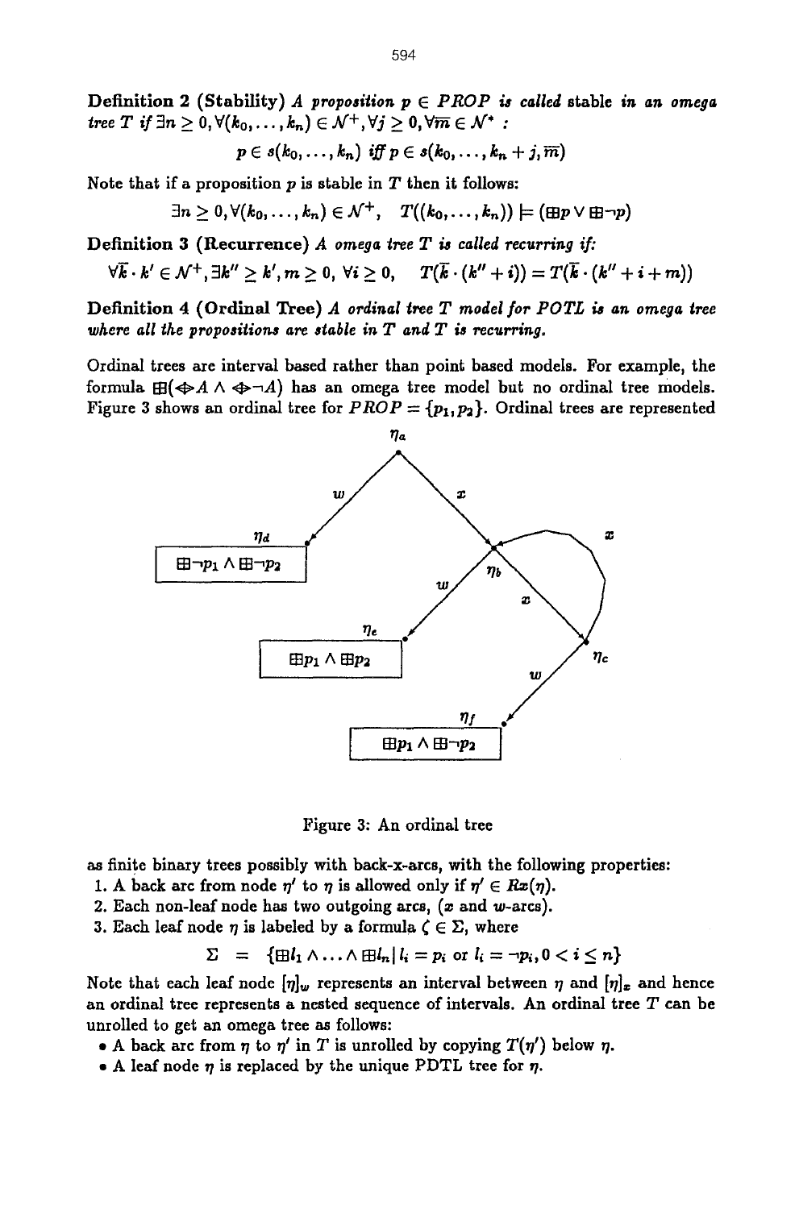**Definition 2 (Stability)** *A proposition $p \in PROP$ is called* stable *in an omega tree $T$ if $\exists n \geq 0, \forall (k_0, \ldots, k_n) \in \mathcal{N}^+, \forall j \geq 0, \forall \overline{m} \in \mathcal{N}^*$ :*

$$p \in s(k_0, \ldots, k_n) \text{ iff } p \in s(k_0, \ldots, k_n + j, \overline{m})$$

Note that if a proposition $p$ is stable in $T$ then it follows:

$$\exists n \geq 0, \forall (k_0, \ldots, k_n) \in \mathcal{N}^+, \quad T((k_0, \ldots, k_n)) \models (\boxplus p \vee \boxplus \neg p)$$

**Definition 3 (Recurrence)** *A omega tree $T$ is called recurring if:*

$$\forall \overline{k} \cdot k' \in \mathcal{N}^+, \exists k'' \geq k', m \geq 0, \; \forall i \geq 0, \quad T(\overline{k} \cdot (k'' + i)) = T(\overline{k} \cdot (k'' + i + m))$$

**Definition 4 (Ordinal Tree)** *A ordinal tree $T$ model for POTL is an omega tree where all the propositions are stable in $T$ and $T$ is recurring.*

Ordinal trees are interval based rather than point based models. For example, the formula $\boxplus(\diamondsuit A \wedge \diamondsuit \neg A)$ has an omega tree model but no ordinal tree models. Figure 3 shows an ordinal tree for $PROP = \{p_1, p_2\}$. Ordinal trees are represented

Figure 3: An ordinal tree

as finite binary trees possibly with back-x-arcs, with the following properties:

1. A back arc from node $\eta'$ to $\eta$ is allowed only if $\eta' \in Rx(\eta)$.
2. Each non-leaf node has two outgoing arcs, ($x$ and $w$-arcs).
3. Each leaf node $\eta$ is labeled by a formula $\zeta \in \Sigma$, where

$$\Sigma \;=\; \{\boxplus l_1 \wedge \ldots \wedge \boxplus l_n \,|\, l_i = p_i \text{ or } l_i = \neg p_i, 0 < i \leq n\}$$

Note that each leaf node $[\eta]_w$ represents an interval between $\eta$ and $[\eta]_x$ and hence an ordinal tree represents a nested sequence of intervals. An ordinal tree $T$ can be unrolled to get an omega tree as follows:

- A back arc from $\eta$ to $\eta'$ in $T$ is unrolled by copying $T(\eta')$ below $\eta$.
- A leaf node $\eta$ is replaced by the unique PDTL tree for $\eta$.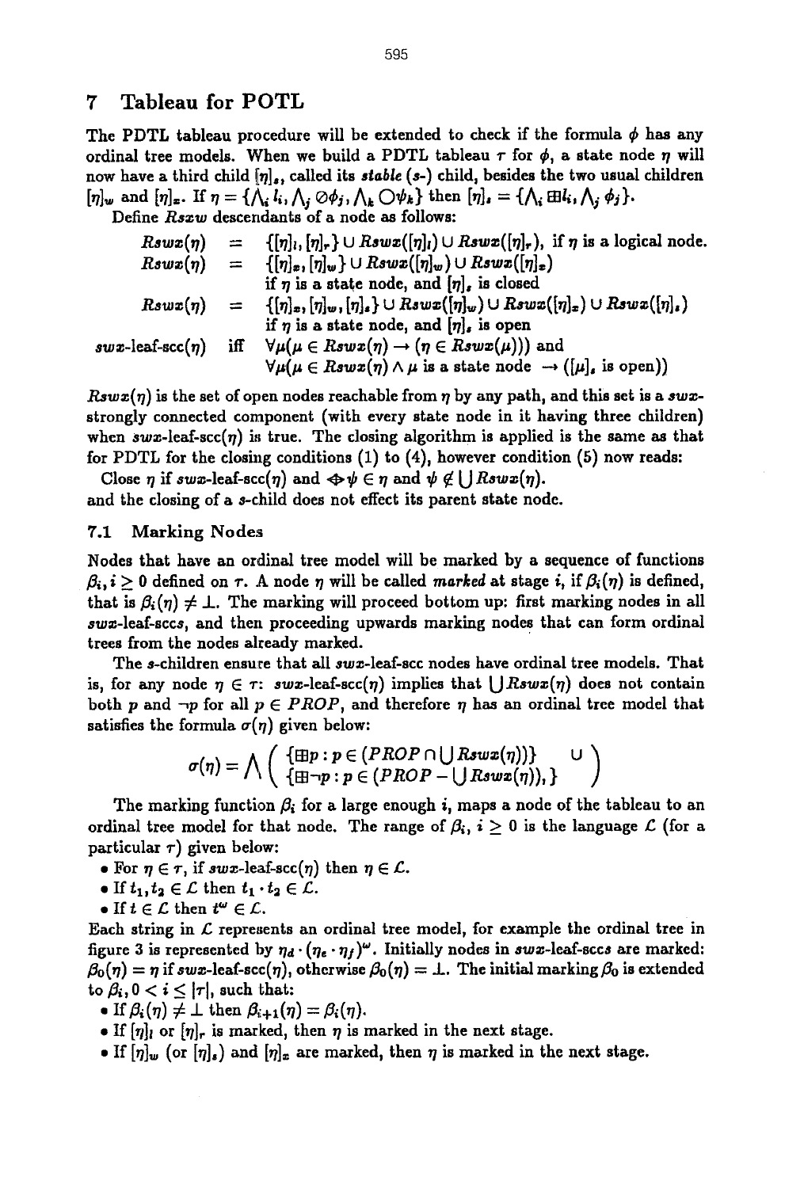## 7 Tableau for POTL

The PDTL tableau procedure will be extended to check if the formula $\phi$ has any ordinal tree models. When we build a PDTL tableau $\tau$ for $\phi$, a state node $\eta$ will now have a third child $[\eta]_s$, called its *stable* (*s*-) child, besides the two usual children $[\eta]_w$ and $[\eta]_x$. If $\eta = \{\bigwedge_i l_i, \bigwedge_j \oslash\phi_j, \bigwedge_k \bigcirc\psi_k\}$ then $[\eta]_s = \{\bigwedge_i \boxplus l_i, \bigwedge_j \phi_j\}$.

Define *Rsxw* descendants of a node as follows:

$$
\begin{array}{rcl}
Rswx(\eta) & = & \{[\eta]_l, [\eta]_r\} \cup Rswx([\eta]_l) \cup Rswx([\eta]_r), \text{ if } \eta \text{ is a logical node.} \\
Rswx(\eta) & = & \{[\eta]_x, [\eta]_w\} \cup Rswx([\eta]_w) \cup Rswx([\eta]_x) \\
& & \text{if } \eta \text{ is a state node, and } [\eta]_s \text{ is closed} \\
Rswx(\eta) & = & \{[\eta]_x, [\eta]_w, [\eta]_s\} \cup Rswx([\eta]_w) \cup Rswx([\eta]_x) \cup Rswx([\eta]_s) \\
& & \text{if } \eta \text{ is a state node, and } [\eta]_s \text{ is open} \\
swx\text{-leaf-scc}(\eta) & \text{iff} & \forall\mu(\mu \in Rswx(\eta) \rightarrow (\eta \in Rswx(\mu))) \text{ and} \\
& & \forall\mu(\mu \in Rswx(\eta) \wedge \mu \text{ is a state node } \rightarrow ([\mu]_s \text{ is open}))
\end{array}
$$

$Rswx(\eta)$ is the set of open nodes reachable from $\eta$ by any path, and this set is a *swx*-strongly connected component (with every state node in it having three children) when *swx*-leaf-scc($\eta$) is true. The closing algorithm is applied is the same as that for PDTL for the closing conditions (1) to (4), however condition (5) now reads:

Close $\eta$ if *swx*-leaf-scc($\eta$) and $\diamondsuit\psi \in \eta$ and $\psi \notin \bigcup Rswx(\eta)$.

and the closing of a *s*-child does not effect its parent state node.

### 7.1 Marking Nodes

Nodes that have an ordinal tree model will be marked by a sequence of functions $\beta_i, i \geq 0$ defined on $\tau$. A node $\eta$ will be called *marked* at stage $i$, if $\beta_i(\eta)$ is defined, that is $\beta_i(\eta) \neq \bot$. The marking will proceed bottom up: first marking nodes in all *swx*-leaf-sccs, and then proceeding upwards marking nodes that can form ordinal trees from the nodes already marked.

The *s*-children ensure that all *swx*-leaf-scc nodes have ordinal tree models. That is, for any node $\eta \in \tau$: *swx*-leaf-scc($\eta$) implies that $\bigcup Rswx(\eta)$ does not contain both $p$ and $\neg p$ for all $p \in PROP$, and therefore $\eta$ has an ordinal tree model that satisfies the formula $\sigma(\eta)$ given below:

$$
\sigma(\eta) = \bigwedge \left( \begin{array}{ll} \{\boxplus p : p \in (PROP \cap \bigcup Rswx(\eta))\} & \cup \\ \{\boxplus \neg p : p \in (PROP - \bigcup Rswx(\eta)), \} & \end{array} \right)
$$

The marking function $\beta_i$ for a large enough $i$, maps a node of the tableau to an ordinal tree model for that node. The range of $\beta_i$, $i \geq 0$ is the language $\mathcal{L}$ (for a particular $\tau$) given below:

- For $\eta \in \tau$, if *swx*-leaf-scc($\eta$) then $\eta \in \mathcal{L}$.
- If $t_1, t_2 \in \mathcal{L}$ then $t_1 \cdot t_2 \in \mathcal{L}$.
- If $t \in \mathcal{L}$ then $t^\omega \in \mathcal{L}$.

Each string in $\mathcal{L}$ represents an ordinal tree model, for example the ordinal tree in figure 3 is represented by $\eta_d \cdot (\eta_e \cdot \eta_f)^\omega$. Initially nodes in *swx*-leaf-sccs are marked: $\beta_0(\eta) = \eta$ if *swx*-leaf-scc($\eta$), otherwise $\beta_0(\eta) = \bot$. The initial marking $\beta_0$ is extended to $\beta_i, 0 < i \leq |\tau|$, such that:

- If $\beta_i(\eta) \neq \bot$ then $\beta_{i+1}(\eta) = \beta_i(\eta)$.
- If $[\eta]_l$ or $[\eta]_r$ is marked, then $\eta$ is marked in the next stage.
- If $[\eta]_w$ (or $[\eta]_s$) and $[\eta]_x$ are marked, then $\eta$ is marked in the next stage.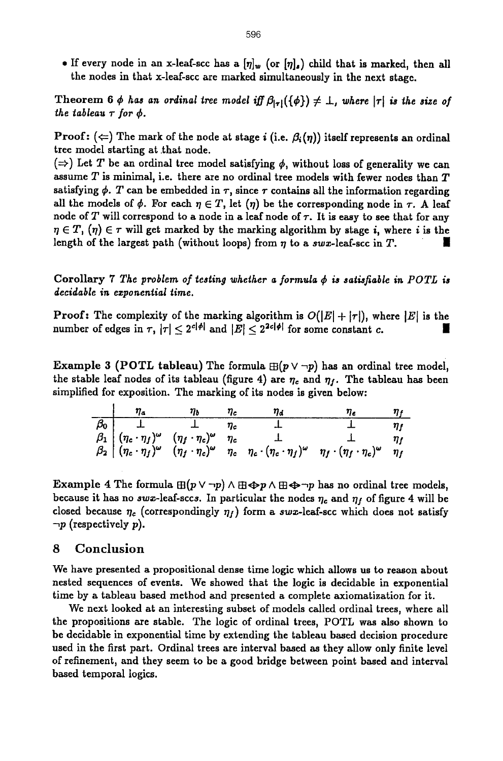- If every node in an x-leaf-scc has a $[\eta]_w$ (or $[\eta]_s$) child that is marked, then all the nodes in that x-leaf-scc are marked simultaneously in the next stage.

**Theorem 6** *$\phi$ has an ordinal tree model iff $\beta_{|\tau|}(\{\phi\}) \neq \perp$, where $|\tau|$ is the size of the tableau $\tau$ for $\phi$.*

**Proof:** ($\Leftarrow$) The mark of the node at stage $i$ (i.e. $\beta_i(\eta)$) itself represents an ordinal tree model starting at that node.

($\Rightarrow$) Let $T$ be an ordinal tree model satisfying $\phi$, without loss of generality we can assume $T$ is minimal, i.e. there are no ordinal tree models with fewer nodes than $T$ satisfying $\phi$. $T$ can be embedded in $\tau$, since $\tau$ contains all the information regarding all the models of $\phi$. For each $\eta \in T$, let $(\eta)$ be the corresponding node in $\tau$. A leaf node of $T$ will correspond to a node in a leaf node of $\tau$. It is easy to see that for any $\eta \in T$, $(\eta) \in \tau$ will get marked by the marking algorithm by stage $i$, where $i$ is the length of the largest path (without loops) from $\eta$ to a *swx*-leaf-scc in $T$. ∎

**Corollary 7** *The problem of testing whether a formula $\phi$ is satisfiable in POTL is decidable in exponential time.*

**Proof:** The complexity of the marking algorithm is $O(|E| + |\tau|)$, where $|E|$ is the number of edges in $\tau$, $|\tau| \leq 2^{c|\phi|}$ and $|E| \leq 2^{2c|\phi|}$ for some constant $c$. ∎

**Example 3 (POTL tableau)** The formula $\boxplus(p \vee \neg p)$ has an ordinal tree model, the stable leaf nodes of its tableau (figure 4) are $\eta_c$ and $\eta_f$. The tableau has been simplified for exposition. The marking of its nodes is given below:

| | $\eta_a$ | $\eta_b$ | $\eta_c$ | $\eta_d$ | $\eta_e$ | $\eta_f$ |
|---|---|---|---|---|---|---|
| $\beta_0$ | $\perp$ | $\perp$ | $\eta_c$ | $\perp$ | $\perp$ | $\eta_f$ |
| $\beta_1$ | $(\eta_c \cdot \eta_f)^\omega$ | $(\eta_f \cdot \eta_c)^\omega$ | $\eta_c$ | $\perp$ | $\perp$ | $\eta_f$ |
| $\beta_2$ | $(\eta_c \cdot \eta_f)^\omega$ | $(\eta_f \cdot \eta_c)^\omega$ | $\eta_c$ | $\eta_c \cdot (\eta_c \cdot \eta_f)^\omega$ | $\eta_f \cdot (\eta_f \cdot \eta_c)^\omega$ | $\eta_f$ |

**Example 4** The formula $\boxplus(p \vee \neg p) \wedge \boxplus\diamondsuit p \wedge \boxplus\diamondsuit\neg p$ has no ordinal tree models, because it has no *swx*-leaf-sccs. In particular the nodes $\eta_c$ and $\eta_f$ of figure 4 will be closed because $\eta_c$ (correspondingly $\eta_f$) form a *swx*-leaf-scc which does not satisfy $\neg p$ (respectively $p$).

## 8 Conclusion

We have presented a propositional dense time logic which allows us to reason about nested sequences of events. We showed that the logic is decidable in exponential time by a tableau based method and presented a complete axiomatization for it.

We next looked at an interesting subset of models called ordinal trees, where all the propositions are stable. The logic of ordinal trees, POTL was also shown to be decidable in exponential time by extending the tableau based decision procedure used in the first part. Ordinal trees are interval based as they allow only finite level of refinement, and they seem to be a good bridge between point based and interval based temporal logics.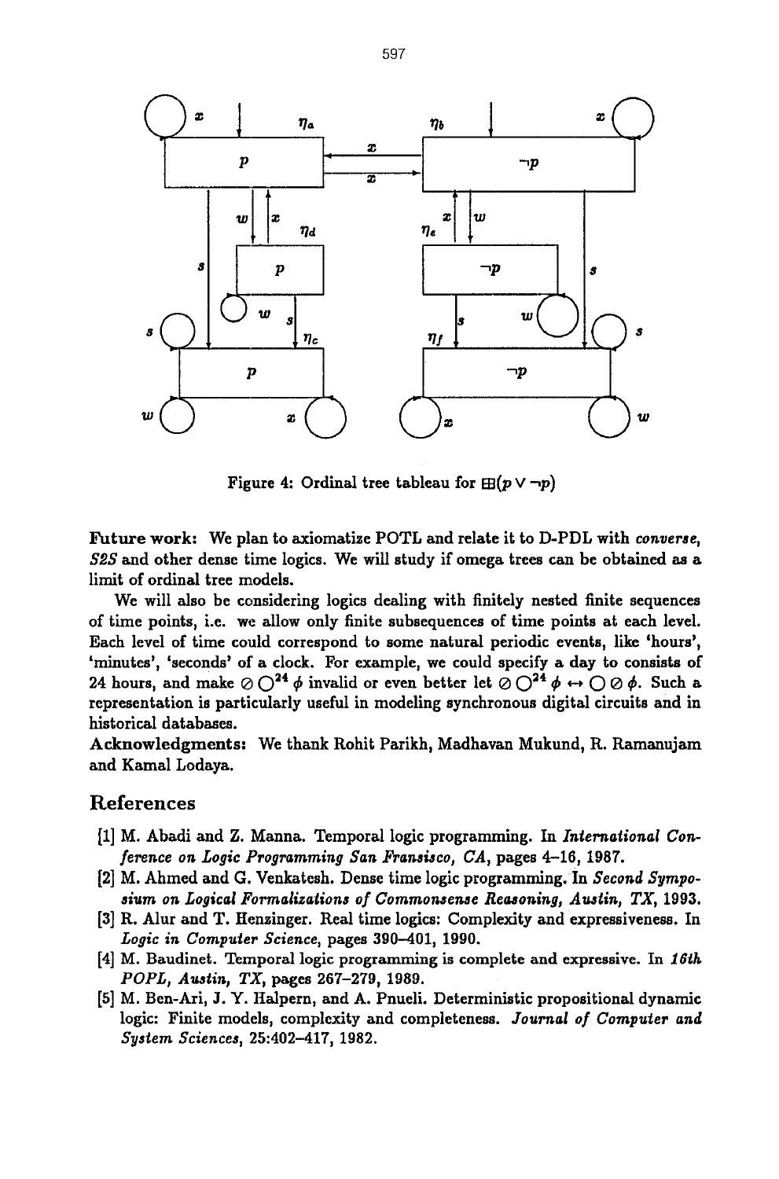Figure 4: Ordinal tree tableau for $\boxplus(p \vee \neg p)$

**Future work:** We plan to axiomatize POTL and relate it to D-PDL with *converse*, *S2S* and other dense time logics. We will study if omega trees can be obtained as a limit of ordinal tree models.

We will also be considering logics dealing with finitely nested finite sequences of time points, i.e. we allow only finite subsequences of time points at each level. Each level of time could correspond to some natural periodic events, like 'hours', 'minutes', 'seconds' of a clock. For example, we could specify a day to consists of 24 hours, and make $\oslash \bigcirc^{24} \phi$ invalid or even better let $\oslash \bigcirc^{24} \phi \leftrightarrow \bigcirc \oslash \phi$. Such a representation is particularly useful in modeling synchronous digital circuits and in historical databases.

**Acknowledgments:** We thank Rohit Parikh, Madhavan Mukund, R. Ramanujam and Kamal Lodaya.

## References

[1] M. Abadi and Z. Manna. Temporal logic programming. In *International Conference on Logic Programming San Fransisco, CA*, pages 4–16, 1987.

[2] M. Ahmed and G. Venkatesh. Dense time logic programming. In *Second Symposium on Logical Formalizations of Commonsense Reasoning, Austin, TX*, 1993.

[3] R. Alur and T. Henzinger. Real time logics: Complexity and expressiveness. In *Logic in Computer Science*, pages 390–401, 1990.

[4] M. Baudinet. Temporal logic programming is complete and expressive. In *16th POPL, Austin, TX*, pages 267–279, 1989.

[5] M. Ben-Ari, J. Y. Halpern, and A. Pnueli. Deterministic propositional dynamic logic: Finite models, complexity and completeness. *Journal of Computer and System Sciences*, 25:402–417, 1982.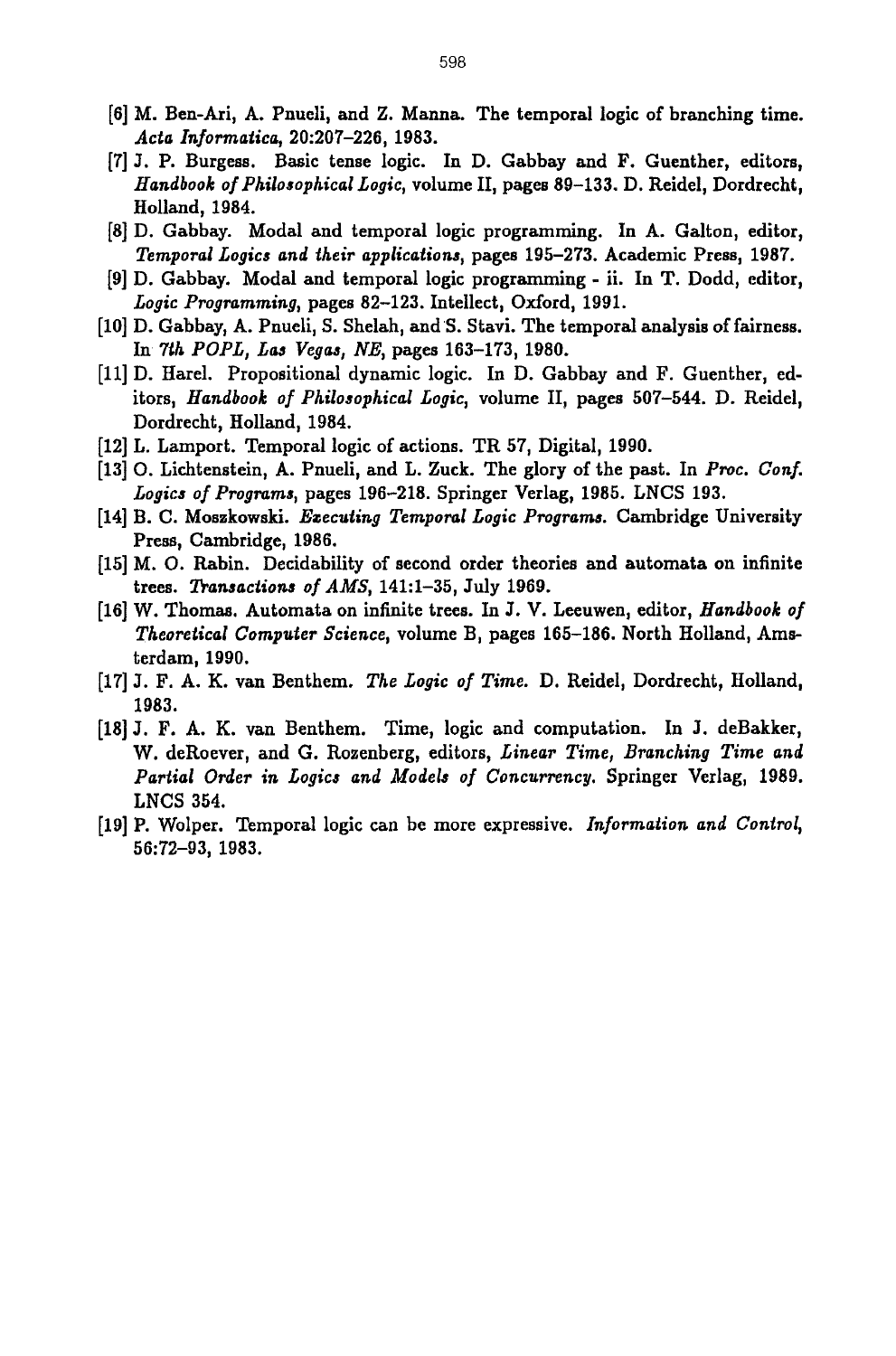[6] M. Ben-Ari, A. Pnueli, and Z. Manna. The temporal logic of branching time. *Acta Informatica*, 20:207–226, 1983.

[7] J. P. Burgess. Basic tense logic. In D. Gabbay and F. Guenther, editors, *Handbook of Philosophical Logic*, volume II, pages 89–133. D. Reidel, Dordrecht, Holland, 1984.

[8] D. Gabbay. Modal and temporal logic programming. In A. Galton, editor, *Temporal Logics and their applications*, pages 195–273. Academic Press, 1987.

[9] D. Gabbay. Modal and temporal logic programming - ii. In T. Dodd, editor, *Logic Programming*, pages 82–123. Intellect, Oxford, 1991.

[10] D. Gabbay, A. Pnueli, S. Shelah, and S. Stavi. The temporal analysis of fairness. In *7th POPL, Las Vegas, NE*, pages 163–173, 1980.

[11] D. Harel. Propositional dynamic logic. In D. Gabbay and F. Guenther, editors, *Handbook of Philosophical Logic*, volume II, pages 507–544. D. Reidel, Dordrecht, Holland, 1984.

[12] L. Lamport. Temporal logic of actions. TR 57, Digital, 1990.

[13] O. Lichtenstein, A. Pnueli, and L. Zuck. The glory of the past. In *Proc. Conf. Logics of Programs*, pages 196–218. Springer Verlag, 1985. LNCS 193.

[14] B. C. Moszkowski. *Executing Temporal Logic Programs*. Cambridge University Press, Cambridge, 1986.

[15] M. O. Rabin. Decidability of second order theories and automata on infinite trees. *Transactions of AMS*, 141:1–35, July 1969.

[16] W. Thomas. Automata on infinite trees. In J. V. Leeuwen, editor, *Handbook of Theoretical Computer Science*, volume B, pages 165–186. North Holland, Amsterdam, 1990.

[17] J. F. A. K. van Benthem. *The Logic of Time*. D. Reidel, Dordrecht, Holland, 1983.

[18] J. F. A. K. van Benthem. Time, logic and computation. In J. deBakker, W. deRoever, and G. Rozenberg, editors, *Linear Time, Branching Time and Partial Order in Logics and Models of Concurrency*. Springer Verlag, 1989. LNCS 354.

[19] P. Wolper. Temporal logic can be more expressive. *Information and Control*, 56:72–93, 1983.